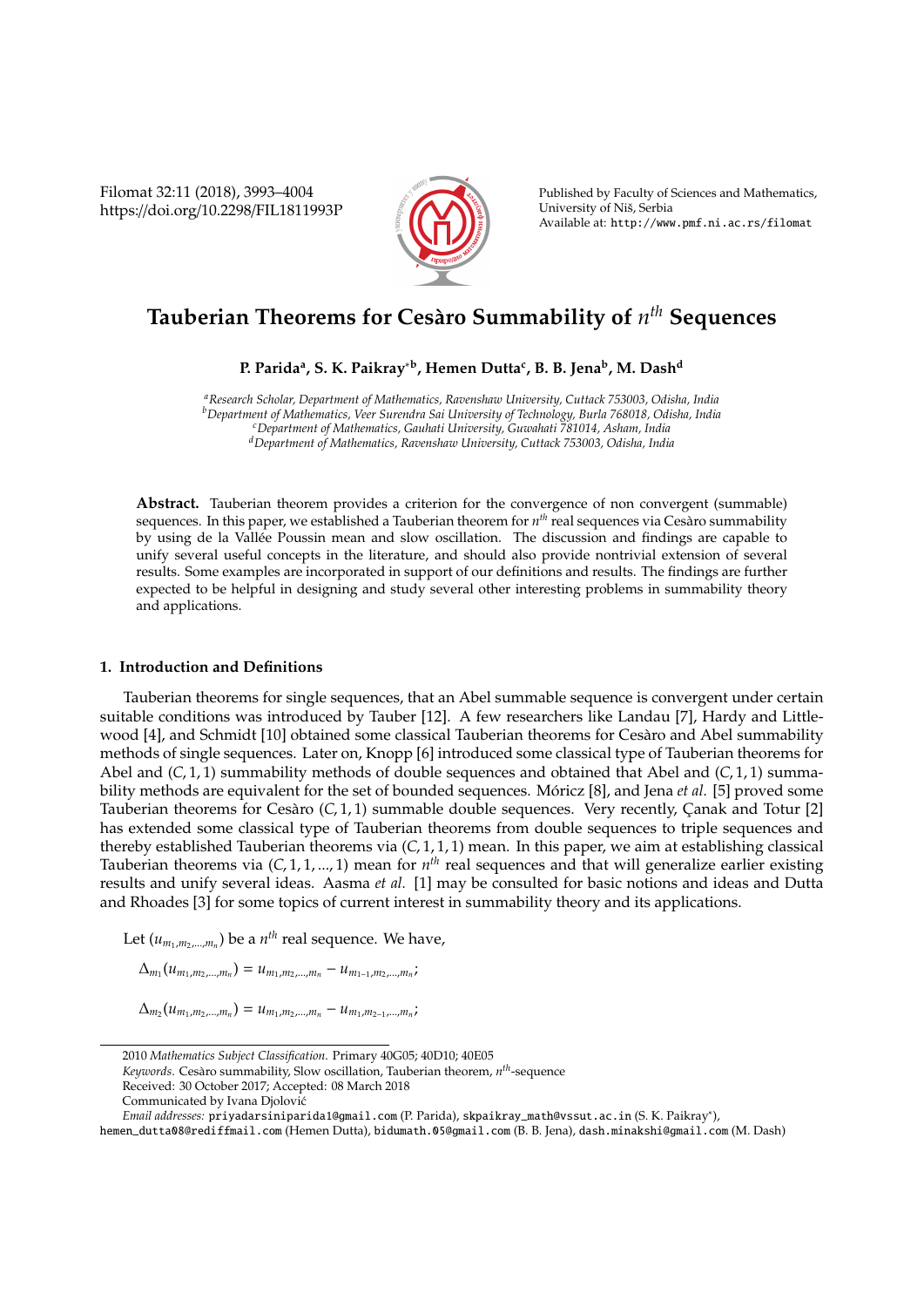# Tauberian Theorems for Cesàro Summability of $n^{th}$ Sequences

**P. Parida[a], S. K. Paikray[*b], Hemen Dutta[c], B. B. Jena[b], M. Dash[d]**

[a]*Research Scholar, Department of Mathematics, Ravenshaw University, Cuttack 753003, Odisha, India*
[b]*Department of Mathematics, Veer Surendra Sai University of Technology, Burla 768018, Odisha, India*
[c]*Department of Mathematics, Gauhati University, Guwahati 781014, Asham, India*
[d]*Department of Mathematics, Ravenshaw University, Cuttack 753003, Odisha, India*

**Abstract.** Tauberian theorem provides a criterion for the convergence of non convergent (summable) sequences. In this paper, we established a Tauberian theorem for $n^{th}$ real sequences via Cesàro summability by using de la Vallée Poussin mean and slow oscillation. The discussion and findings are capable to unify several useful concepts in the literature, and should also provide nontrivial extension of several results. Some examples are incorporated in support of our definitions and results. The findings are further expected to be helpful in designing and study several other interesting problems in summability theory and applications.

## 1. Introduction and Definitions

Tauberian theorems for single sequences, that an Abel summable sequence is convergent under certain suitable conditions was introduced by Tauber [12]. A few researchers like Landau [7], Hardy and Littlewood [4], and Schmidt [10] obtained some classical Tauberian theorems for Cesàro and Abel summability methods of single sequences. Later on, Knopp [6] introduced some classical type of Tauberian theorems for Abel and $(C, 1, 1)$ summability methods of double sequences and obtained that Abel and $(C, 1, 1)$ summability methods are equivalent for the set of bounded sequences. Móricz [8], and Jena *et al.* [5] proved some Tauberian theorems for Cesàro $(C, 1, 1)$ summable double sequences. Very recently, Çanak and Totur [2] has extended some classical type of Tauberian theorems from double sequences to triple sequences and thereby established Tauberian theorems via $(C, 1, 1, 1)$ mean. In this paper, we aim at establishing classical Tauberian theorems via $(C, 1, 1, ..., 1)$ mean for $n^{th}$ real sequences and that will generalize earlier existing results and unify several ideas. Aasma *et al.* [1] may be consulted for basic notions and ideas and Dutta and Rhoades [3] for some topics of current interest in summability theory and its applications.

Let $(u_{m_1,m_2,...,m_n})$ be a $n^{th}$ real sequence. We have,

$$\Delta_{m_1}(u_{m_1,m_2,...,m_n}) = u_{m_1,m_2,...,m_n} - u_{m_1-1,m_2,...,m_n};$$

$$\Delta_{m_2}(u_{m_1,m_2,...,m_n}) = u_{m_1,m_2,...,m_n} - u_{m_1,m_2-1,...,m_n};$$

2010 *Mathematics Subject Classification.* Primary 40G05; 40D10; 40E05

*Keywords.* Cesàro summability, Slow oscillation, Tauberian theorem, $n^{th}$-sequence

Received: 30 October 2017; Accepted: 08 March 2018

Communicated by Ivana Djolović

*Email addresses:* priyadarsiniparida1@gmail.com (P. Parida), skpaikray_math@vssut.ac.in (S. K. Paikray*), hemen_dutta08@rediffmail.com (Hemen Dutta), bidumath.05@gmail.com (B. B. Jena), dash.minakshi@gmail.com (M. Dash)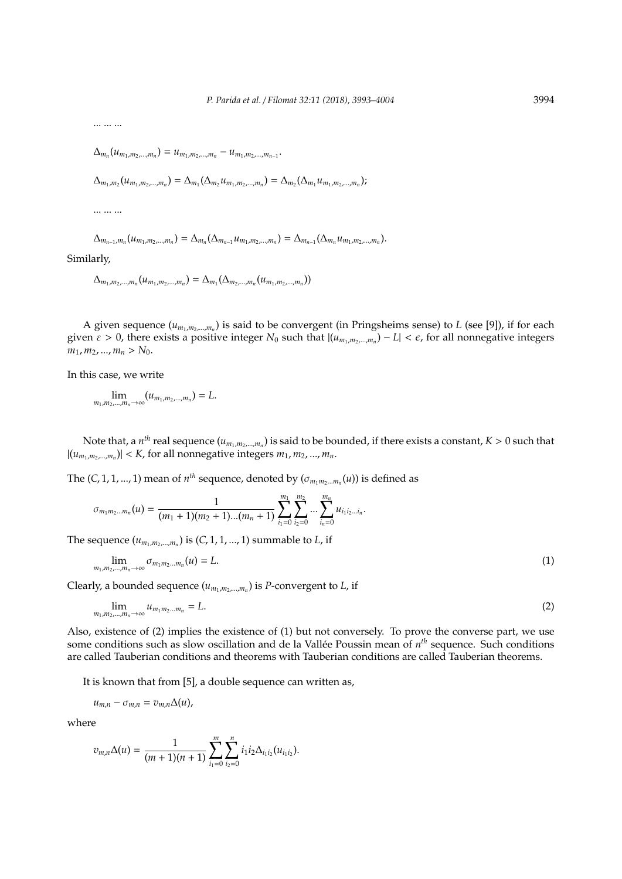... ... ...

$$\Delta_{m_n}(u_{m_1,m_2,...,m_n}) = u_{m_1,m_2,...,m_n} - u_{m_1,m_2,...,m_{n-1}}.$$

$$\Delta_{m_1,m_2}(u_{m_1,m_2,...,m_n}) = \Delta_{m_1}(\Delta_{m_2} u_{m_1,m_2,...,m_n}) = \Delta_{m_2}(\Delta_{m_1} u_{m_1,m_2,...,m_n});$$

... ... ...

$$\Delta_{m_{n-1},m_n}(u_{m_1,m_2,...,m_n}) = \Delta_{m_n}(\Delta_{m_{n-1}} u_{m_1,m_2,...,m_n}) = \Delta_{m_{n-1}}(\Delta_{m_n} u_{m_1,m_2,...,m_n}).$$

Similarly,

$$\Delta_{m_1,m_2,...,m_n}(u_{m_1,m_2,...,m_n}) = \Delta_{m_1}(\Delta_{m_2,...,m_n}(u_{m_1,m_2,...,m_n}))$$

A given sequence $(u_{m_1,m_2,...,m_n})$ is said to be convergent (in Pringsheims sense) to $L$ (see [9]), if for each given $\varepsilon > 0$, there exists a positive integer $N_0$ such that $|(u_{m_1,m_2,...,m_n}) - L| < \epsilon$, for all nonnegative integers $m_1, m_2, ..., m_n > N_0$.

In this case, we write

$$\lim_{m_1,m_2,...,m_n \to \infty} (u_{m_1,m_2,...,m_n}) = L.$$

Note that, a $n^{th}$ real sequence $(u_{m_1,m_2,...,m_n})$ is said to be bounded, if there exists a constant, $K > 0$ such that $|(u_{m_1,m_2,...,m_n})| < K$, for all nonnegative integers $m_1, m_2, ..., m_n$.

The $(C, 1, 1, ..., 1)$ mean of $n^{th}$ sequence, denoted by $(\sigma_{m_1 m_2 ... m_n}(u))$ is defined as

$$\sigma_{m_1 m_2 ... m_n}(u) = \frac{1}{(m_1 + 1)(m_2 + 1)...(m_n + 1)} \sum_{i_1=0}^{m_1} \sum_{i_2=0}^{m_2} ... \sum_{i_n=0}^{m_n} u_{i_1 i_2 ... i_n}.$$

The sequence $(u_{m_1,m_2,...,m_n})$ is $(C, 1, 1, ..., 1)$ summable to $L$, if

$$\lim_{m_1,m_2,...,m_n \to \infty} \sigma_{m_1 m_2 ... m_n}(u) = L. \tag{1}$$

Clearly, a bounded sequence $(u_{m_1,m_2,...,m_n})$ is $P$-convergent to $L$, if

$$\lim_{m_1,m_2,...,m_n \to \infty} u_{m_1 m_2 ... m_n} = L. \tag{2}$$

Also, existence of (2) implies the existence of (1) but not conversely. To prove the converse part, we use some conditions such as slow oscillation and de la Vallée Poussin mean of $n^{th}$ sequence. Such conditions are called Tauberian conditions and theorems with Tauberian conditions are called Tauberian theorems.

It is known that from [5], a double sequence can written as,

$$u_{m,n} - \sigma_{m,n} = v_{m,n}\Delta(u),$$

where

$$v_{m,n}\Delta(u) = \frac{1}{(m+1)(n+1)} \sum_{i_1=0}^{m} \sum_{i_2=0}^{n} i_1 i_2 \Delta_{i_1 i_2}(u_{i_1 i_2}).$$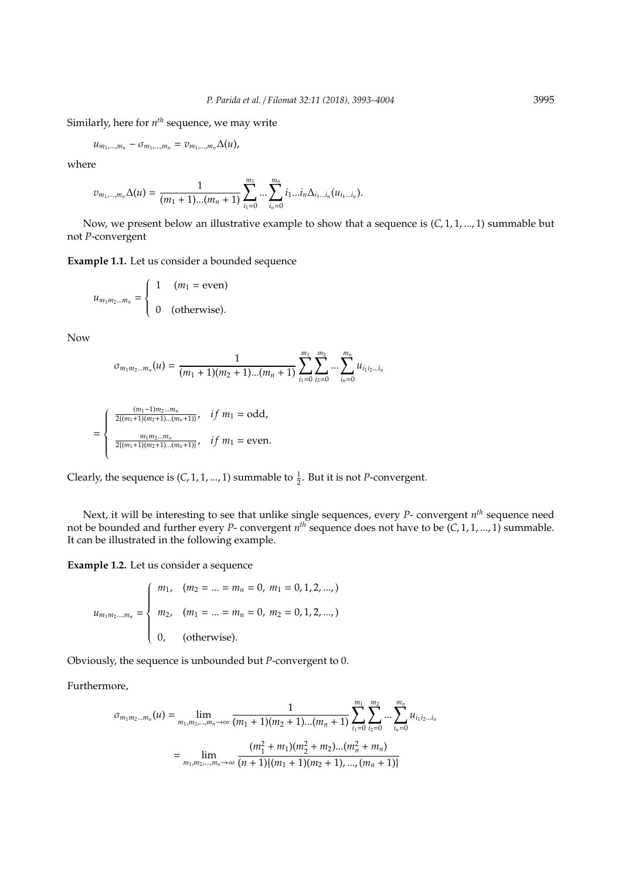Similarly, here for $n^{th}$ sequence, we may write

$$u_{m_1,...,m_n} - \sigma_{m_1,...,m_n} = v_{m_1,...,m_n}\Delta(u),$$

where

$$v_{m_1,...,m_n}\Delta(u) = \frac{1}{(m_1+1)...(m_n+1)} \sum_{i_1=0}^{m_1} ... \sum_{i_n=0}^{m_n} i_1...i_n \Delta_{i_1...i_n}(u_{i_1...i_n}).$$

Now, we present below an illustrative example to show that a sequence is $(C, 1, 1, ..., 1)$ summable but not $P$-convergent

**Example 1.1.** Let us consider a bounded sequence

$$u_{m_1 m_2 ... m_n} = \begin{cases} 1 & (m_1 = \text{even}) \\ 0 & (\text{otherwise}). \end{cases}$$

Now

$$\sigma_{m_1 m_2 ... m_n}(u) = \frac{1}{(m_1+1)(m_2+1)...(m_n+1)} \sum_{i_1=0}^{m_1} \sum_{i_2=0}^{m_2} ... \sum_{i_n=0}^{m_n} u_{i_1 i_2 ... i_n}$$

$$= \begin{cases} \frac{(m_1-1)m_2...m_n}{2\{(m_1+1)(m_2+1)...(m_n+1)\}}, & if\ m_1 = \text{odd}, \\ \frac{m_1 m_2 ... m_n}{2\{(m_1+1)(m_2+1)...(m_n+1)\}}, & if\ m_1 = \text{even}. \end{cases}$$

Clearly, the sequence is $(C, 1, 1, ..., 1)$ summable to $\frac{1}{2}$. But it is not $P$-convergent.

Next, it will be interesting to see that unlike single sequences, every $P$- convergent $n^{th}$ sequence need not be bounded and further every $P$- convergent $n^{th}$ sequence does not have to be $(C, 1, 1, ..., 1)$ summable. It can be illustrated in the following example.

**Example 1.2.** Let us consider a sequence

$$u_{m_1 m_2 .... m_n} = \begin{cases} m_1, & (m_2 = ... = m_n = 0,\ m_1 = 0, 1, 2, ...,) \\ m_2, & (m_1 = ... = m_n = 0,\ m_2 = 0, 1, 2, ...,) \\ 0, & (\text{otherwise}). \end{cases}$$

Obviously, the sequence is unbounded but $P$-convergent to 0.

Furthermore,

$$\sigma_{m_1 m_2 ... m_n}(u) = \lim_{m_1, m_2, ..., m_n \to \infty} \frac{1}{(m_1+1)(m_2+1)...(m_n+1)} \sum_{i_1=0}^{m_1} \sum_{i_2=0}^{m_2} ... \sum_{i_n=0}^{m_n} u_{i_1 i_2 ... i_n}$$

$$= \lim_{m_1, m_2, ..., m_n \to \infty} \frac{(m_1^2 + m_1)(m_2^2 + m_2)...(m_n^2 + m_n)}{(n+1)\{(m_1+1)(m_2+1), ..., (m_n+1)\}}$$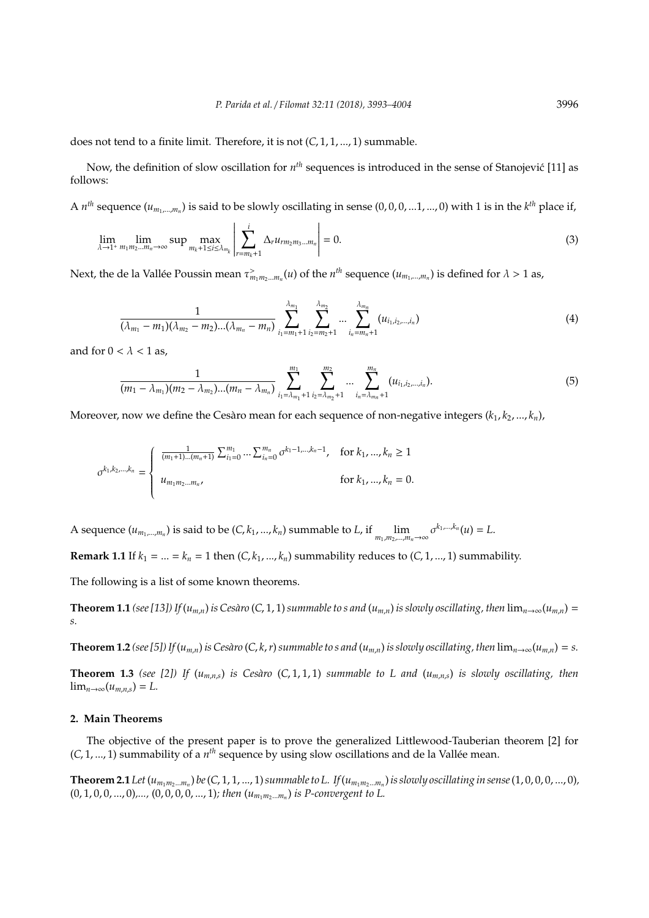does not tend to a finite limit. Therefore, it is not $(C, 1, 1, ..., 1)$ summable.

Now, the definition of slow oscillation for $n^{th}$ sequences is introduced in the sense of Stanojević [11] as follows:

A $n^{th}$ sequence $(u_{m_1,...,m_n})$ is said to be slowly oscillating in sense $(0, 0, 0, ...1, ..., 0)$ with 1 is in the $k^{th}$ place if,

$$\lim_{\lambda \to 1^+} \lim_{m_1 m_2 ... m_n \to \infty} \sup \max_{m_k+1 \leq i \leq \lambda_{m_k}} \left| \sum_{r=m_k+1}^{i} \Delta_r u_{r m_2 m_3 ... m_n} \right| = 0. \tag{3}$$

Next, the de la Vallée Poussin mean $\tau^{>}_{m_1 m_2 ... m_n}(u)$ of the $n^{th}$ sequence $(u_{m_1,...,m_n})$ is defined for $\lambda > 1$ as,

$$\frac{1}{(\lambda_{m_1} - m_1)(\lambda_{m_2} - m_2)...(\lambda_{m_n} - m_n)} \sum_{i_1=m_1+1}^{\lambda_{m_1}} \sum_{i_2=m_2+1}^{\lambda_{m_2}} ... \sum_{i_n=m_n+1}^{\lambda_{m_n}} (u_{i_1,i_2,...,i_n}) \tag{4}$$

and for $0 < \lambda < 1$ as,

$$\frac{1}{(m_1 - \lambda_{m_1})(m_2 - \lambda_{m_2})...(m_n - \lambda_{m_n})} \sum_{i_1=\lambda_{m_1}+1}^{m_1} \sum_{i_2=\lambda_{m_2}+1}^{m_2} ... \sum_{i_n=\lambda_{m_n}+1}^{m_n} (u_{i_1,i_2,...,i_n}). \tag{5}$$

Moreover, now we define the Cesàro mean for each sequence of non-negative integers $(k_1, k_2, ..., k_n)$,

$$\sigma^{k_1,k_2,...,k_n} = \begin{cases} \frac{1}{(m_1+1)...(m_n+1)} \sum_{i_1=0}^{m_1} ... \sum_{i_n=0}^{m_n} \sigma^{k_1-1,...,k_n-1}, & \text{for } k_1, ..., k_n \geq 1 \\ u_{m_1 m_2 ... m_n}, & \text{for } k_1, ..., k_n = 0. \end{cases}$$

A sequence $(u_{m_1,...,m_n})$ is said to be $(C, k_1, ..., k_n)$ summable to $L$, if $\lim_{m_1, m_2, ..., m_n \to \infty} \sigma^{k_1,...,k_n}(u) = L$.

**Remark 1.1** If $k_1 = ... = k_n = 1$ then $(C, k_1, ..., k_n)$ summability reduces to $(C, 1, ..., 1)$ summability.

The following is a list of some known theorems.

**Theorem 1.1** *(see [13]) If $(u_{m,n})$ is Cesàro $(C, 1, 1)$ summable to s and $(u_{m,n})$ is slowly oscillating, then $\lim_{n \to \infty}(u_{m,n}) = s$.*

**Theorem 1.2** *(see [5]) If $(u_{m,n})$ is Cesàro $(C, k, r)$ summable to s and $(u_{m,n})$ is slowly oscillating, then $\lim_{n \to \infty}(u_{m,n}) = s$.*

**Theorem 1.3** *(see [2]) If $(u_{m,n,s})$ is Cesàro $(C, 1, 1, 1)$ summable to L and $(u_{m,n,s})$ is slowly oscillating, then $\lim_{n \to \infty}(u_{m,n,s}) = L$.*

## 2. Main Theorems

The objective of the present paper is to prove the generalized Littlewood-Tauberian theorem [2] for $(C, 1, ..., 1)$ summability of a $n^{th}$ sequence by using slow oscillations and de la Vallée mean.

**Theorem 2.1** *Let $(u_{m_1 m_2 ... m_n})$ be $(C, 1, 1, ..., 1)$ summable to L. If $(u_{m_1 m_2 ... m_n})$ is slowly oscillating in sense $(1, 0, 0, 0, ..., 0)$, $(0, 1, 0, 0, ..., 0)$,..., $(0, 0, 0, 0, ..., 1)$; then $(u_{m_1 m_2 ... m_n})$ is P-convergent to L.*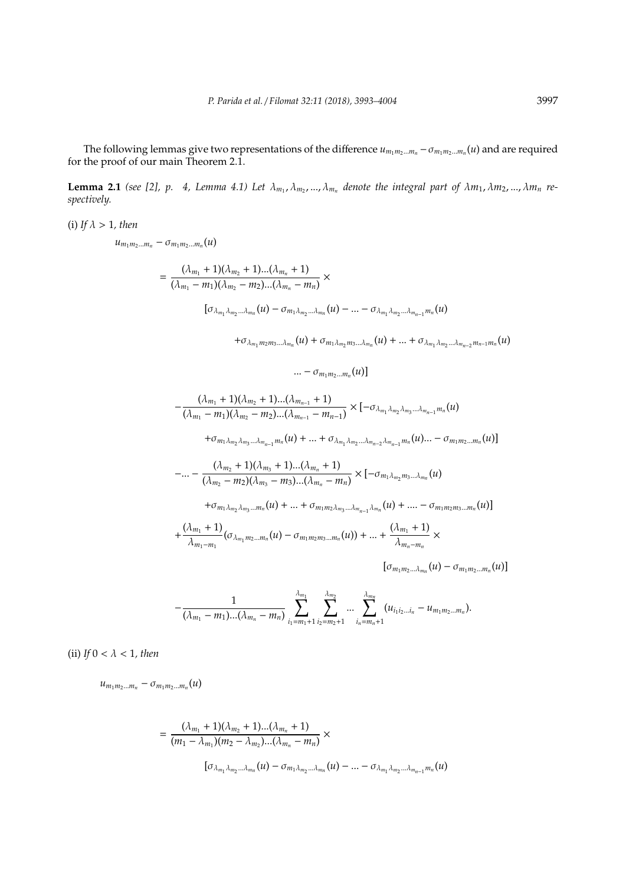The following lemmas give two representations of the difference $u_{m_1m_2...m_n} - \sigma_{m_1m_2...m_n}(u)$ and are required for the proof of our main Theorem 2.1.

**Lemma 2.1** *(see [2], p. 4, Lemma 4.1) Let $\lambda_{m_1}, \lambda_{m_2}, ..., \lambda_{m_n}$ denote the integral part of $\lambda m_1, \lambda m_2, ..., \lambda m_n$ respectively.*

(i) *If $\lambda > 1$, then*

$$u_{m_1m_2...m_n} - \sigma_{m_1m_2...m_n}(u)$$

$$= \frac{(\lambda_{m_1}+1)(\lambda_{m_2}+1)...(\lambda_{m_n}+1)}{(\lambda_{m_1}-m_1)(\lambda_{m_2}-m_2)...(\lambda_{m_n}-m_n)} \times$$

$$[\sigma_{\lambda_{m_1}\lambda_{m_2}...\lambda_{m_n}}(u) - \sigma_{m_1\lambda_{m_2}...\lambda_{m_n}}(u) - ... - \sigma_{\lambda_{m_1}\lambda_{m_2}...\lambda_{m_{n-1}}m_n}(u)$$

$$+\sigma_{\lambda_{m_1}m_2m_3...\lambda_{m_n}}(u) + \sigma_{m_1\lambda_{m_2}m_3...\lambda_{m_n}}(u) + ... + \sigma_{\lambda_{m_1}\lambda_{m_2}...\lambda_{m_{n-2}}m_{n-1}m_n}(u)$$

$$... - \sigma_{m_1m_2...m_n}(u)]$$

$$-\frac{(\lambda_{m_1}+1)(\lambda_{m_2}+1)...(\lambda_{m_{n-1}}+1)}{(\lambda_{m_1}-m_1)(\lambda_{m_2}-m_2)...(\lambda_{m_{n-1}}-m_{n-1})} \times [-\sigma_{\lambda_{m_1}\lambda_{m_2}\lambda_{m_3}...\lambda_{m_{n-1}}m_n}(u)$$

$$+\sigma_{m_1\lambda_{m_2}\lambda_{m_3}...\lambda_{m_{n-1}}m_n}(u) + ... + \sigma_{\lambda_{m_1}\lambda_{m_2}...\lambda_{m_{n-2}}\lambda_{m_{n-1}}m_n}(u)... - \sigma_{m_1m_2...m_n}(u)]$$

$$-... - \frac{(\lambda_{m_2}+1)(\lambda_{m_3}+1)...(\lambda_{m_n}+1)}{(\lambda_{m_2}-m_2)(\lambda_{m_3}-m_3)...(\lambda_{m_n}-m_n)} \times [-\sigma_{m_1\lambda_{m_2}m_3...\lambda_{m_n}}(u)$$

$$+\sigma_{m_1\lambda_{m_2}\lambda_{m_3}...m_n}(u) + ... + \sigma_{m_1m_2\lambda_{m_3}...\lambda_{m_{n-1}}\lambda_{m_n}}(u) + .... - \sigma_{m_1m_2m_3...m_n}(u)]$$

$$+\frac{(\lambda_{m_1}+1)}{\lambda_{m_1-m_1}}(\sigma_{\lambda_{m_1}m_2...m_n}(u) - \sigma_{m_1m_2m_3...m_n}(u)) + ... + \frac{(\lambda_{m_1}+1)}{\lambda_{m_n-m_n}} \times$$

$$[\sigma_{m_1m_2...\lambda_{m_n}}(u) - \sigma_{m_1m_2...m_n}(u)]$$

$$-\frac{1}{(\lambda_{m_1}-m_1)...(\lambda_{m_n}-m_n)} \sum_{i_1=m_1+1}^{\lambda_{m_1}} \sum_{i_2=m_2+1}^{\lambda_{m_2}} ... \sum_{i_n=m_n+1}^{\lambda_{m_n}} (u_{i_1i_2...i_n} - u_{m_1m_2...m_n}).$$

(ii) *If $0 < \lambda < 1$, then*

$$u_{m_1m_2...m_n} - \sigma_{m_1m_2...m_n}(u)$$

$$= \frac{(\lambda_{m_1}+1)(\lambda_{m_2}+1)...(\lambda_{m_n}+1)}{(m_1-\lambda_{m_1})(m_2-\lambda_{m_2})...(\lambda_{m_n}-m_n)} \times$$

$$[\sigma_{\lambda_{m_1}\lambda_{m_2}...\lambda_{m_n}}(u) - \sigma_{m_1\lambda_{m_2}...\lambda_{m_n}}(u) - ... - \sigma_{\lambda_{m_1}\lambda_{m_2}...\lambda_{m_{n-1}}m_n}(u)$$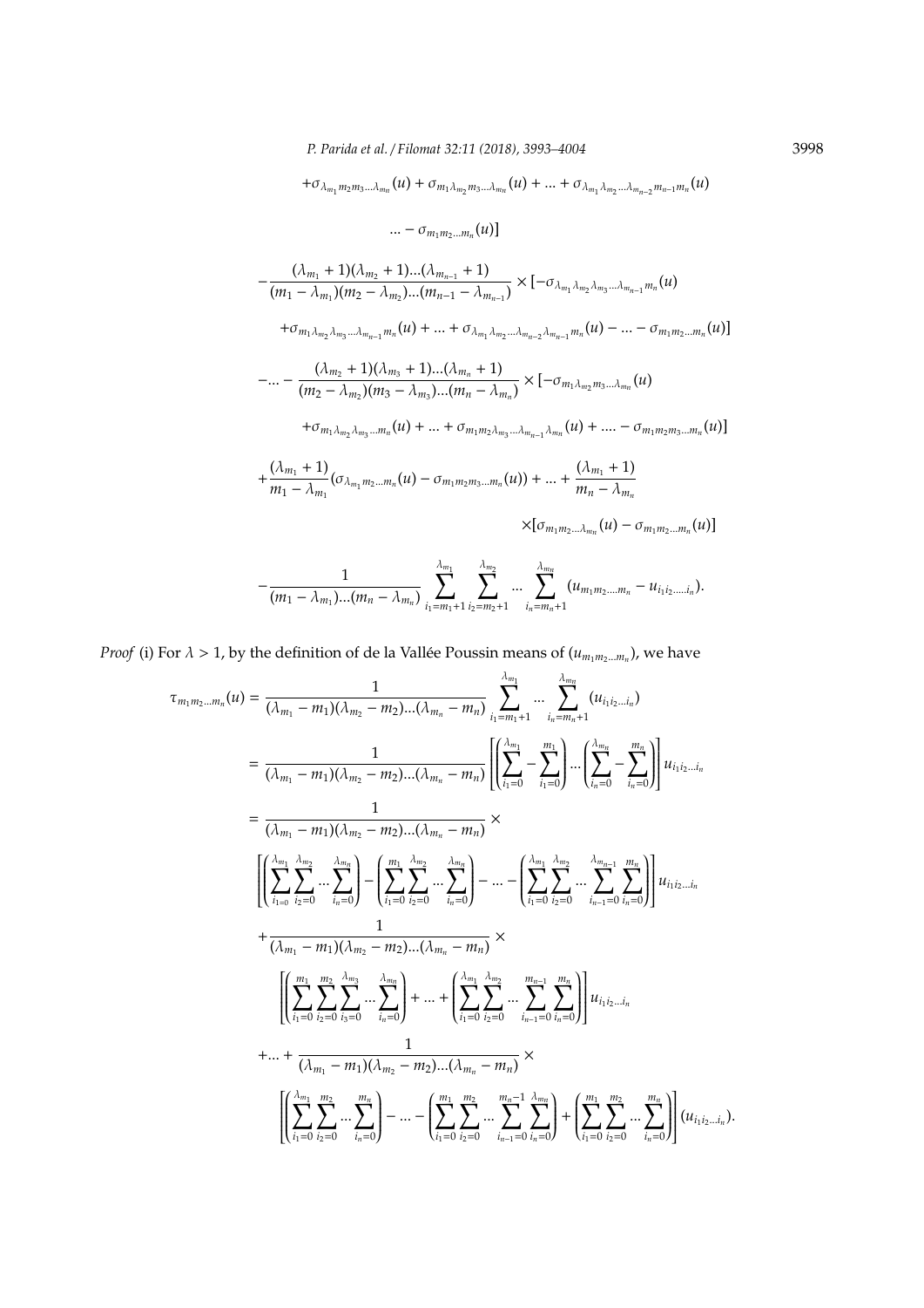$$+\sigma_{\lambda_{m_1} m_2 m_3 \ldots \lambda_{m_n}}(u) + \sigma_{m_1 \lambda_{m_2} m_3 \ldots \lambda_{m_n}}(u) + \ldots + \sigma_{\lambda_{m_1} \lambda_{m_2} \ldots \lambda_{m_{n-2}} m_{n-1} m_n}(u)$$

$$\ldots - \sigma_{m_1 m_2 \ldots m_n}(u)]$$

$$-\frac{(\lambda_{m_1}+1)(\lambda_{m_2}+1)\ldots(\lambda_{m_{n-1}}+1)}{(m_1-\lambda_{m_1})(m_2-\lambda_{m_2})\ldots(m_{n-1}-\lambda_{m_{n-1}})} \times [-\sigma_{\lambda_{m_1} \lambda_{m_2} \lambda_{m_3} \ldots \lambda_{m_{n-1}} m_n}(u)$$

$$+\sigma_{m_1 \lambda_{m_2} \lambda_{m_3} \ldots \lambda_{m_{n-1}} m_n}(u) + \ldots + \sigma_{\lambda_{m_1} \lambda_{m_2} \ldots \lambda_{m_{n-2}} \lambda_{m_{n-1}} m_n}(u) - \ldots - \sigma_{m_1 m_2 \ldots m_n}(u)]$$

$$-\ldots - \frac{(\lambda_{m_2}+1)(\lambda_{m_3}+1)\ldots(\lambda_{m_n}+1)}{(m_2-\lambda_{m_2})(m_3-\lambda_{m_3})\ldots(m_n-\lambda_{m_n})} \times [-\sigma_{m_1 \lambda_{m_2} m_3 \ldots \lambda_{m_n}}(u)$$

$$+\sigma_{m_1 \lambda_{m_2} \lambda_{m_3} \ldots m_n}(u) + \ldots + \sigma_{m_1 m_2 \lambda_{m_3} \ldots \lambda_{m_{n-1}} \lambda_{m_n}}(u) + \ldots - \sigma_{m_1 m_2 m_3 \ldots m_n}(u)]$$

$$+\frac{(\lambda_{m_1}+1)}{m_1-\lambda_{m_1}}(\sigma_{\lambda_{m_1} m_2 \ldots m_n}(u) - \sigma_{m_1 m_2 m_3 \ldots m_n}(u)) + \ldots + \frac{(\lambda_{m_1}+1)}{m_n-\lambda_{m_n}}$$

$$\times [\sigma_{m_1 m_2 \ldots \lambda_{m_n}}(u) - \sigma_{m_1 m_2 \ldots m_n}(u)]$$

$$-\frac{1}{(m_1-\lambda_{m_1})\ldots(m_n-\lambda_{m_n})} \sum_{i_1=m_1+1}^{\lambda_{m_1}} \sum_{i_2=m_2+1}^{\lambda_{m_2}} \ldots \sum_{i_n=m_n+1}^{\lambda_{m_n}} (u_{m_1 m_2 \ldots m_n} - u_{i_1 i_2 \ldots i_n}).$$

*Proof* (i) For $\lambda > 1$, by the definition of de la Vallée Poussin means of $(u_{m_1 m_2 \ldots m_n})$, we have

$$\begin{aligned}
\tau_{m_1 m_2 \ldots m_n}(u) &= \frac{1}{(\lambda_{m_1}-m_1)(\lambda_{m_2}-m_2)\ldots(\lambda_{m_n}-m_n)} \sum_{i_1=m_1+1}^{\lambda_{m_1}} \ldots \sum_{i_n=m_n+1}^{\lambda_{m_n}} (u_{i_1 i_2 \ldots i_n}) \\
&= \frac{1}{(\lambda_{m_1}-m_1)(\lambda_{m_2}-m_2)\ldots(\lambda_{m_n}-m_n)} \left[ \left( \sum_{i_1=0}^{\lambda_{m_1}} - \sum_{i_1=0}^{m_1} \right) \ldots \left( \sum_{i_n=0}^{\lambda_{m_n}} - \sum_{i_n=0}^{m_n} \right) \right] u_{i_1 i_2 \ldots i_n} \\
&= \frac{1}{(\lambda_{m_1}-m_1)(\lambda_{m_2}-m_2)\ldots(\lambda_{m_n}-m_n)} \times \\
&\quad \left[ \left( \sum_{i_1=0}^{\lambda_{m_1}} \sum_{i_2=0}^{\lambda_{m_2}} \ldots \sum_{i_n=0}^{\lambda_{m_n}} \right) - \left( \sum_{i_1=0}^{m_1} \sum_{i_2=0}^{\lambda_{m_2}} \ldots \sum_{i_n=0}^{\lambda_{m_n}} \right) - \ldots - \left( \sum_{i_1=0}^{\lambda_{m_1}} \sum_{i_2=0}^{\lambda_{m_2}} \ldots \sum_{i_{n-1}=0}^{\lambda_{m_{n-1}}} \sum_{i_n=0}^{m_n} \right) \right] u_{i_1 i_2 \ldots i_n} \\
&\quad + \frac{1}{(\lambda_{m_1}-m_1)(\lambda_{m_2}-m_2)\ldots(\lambda_{m_n}-m_n)} \times \\
&\quad \left[ \left( \sum_{i_1=0}^{m_1} \sum_{i_2=0}^{m_2} \sum_{i_3=0}^{\lambda_{m_3}} \ldots \sum_{i_n=0}^{\lambda_{m_n}} \right) + \ldots + \left( \sum_{i_1=0}^{\lambda_{m_1}} \sum_{i_2=0}^{\lambda_{m_2}} \ldots \sum_{i_{n-1}=0}^{m_{n-1}} \sum_{i_n=0}^{m_n} \right) \right] u_{i_1 i_2 \ldots i_n} \\
&\quad + \ldots + \frac{1}{(\lambda_{m_1}-m_1)(\lambda_{m_2}-m_2)\ldots(\lambda_{m_n}-m_n)} \times \\
&\quad \left[ \left( \sum_{i_1=0}^{\lambda_{m_1}} \sum_{i_2=0}^{m_2} \ldots \sum_{i_n=0}^{m_n} \right) - \ldots - \left( \sum_{i_1=0}^{m_1} \sum_{i_2=0}^{m_2} \ldots \sum_{i_{n-1}=0}^{m_n-1} \sum_{i_n=0}^{\lambda_{m_n}} \right) + \left( \sum_{i_1=0}^{m_1} \sum_{i_2=0}^{m_2} \ldots \sum_{i_n=0}^{m_n} \right) \right] (u_{i_1 i_2 \ldots i_n}).
\end{aligned}$$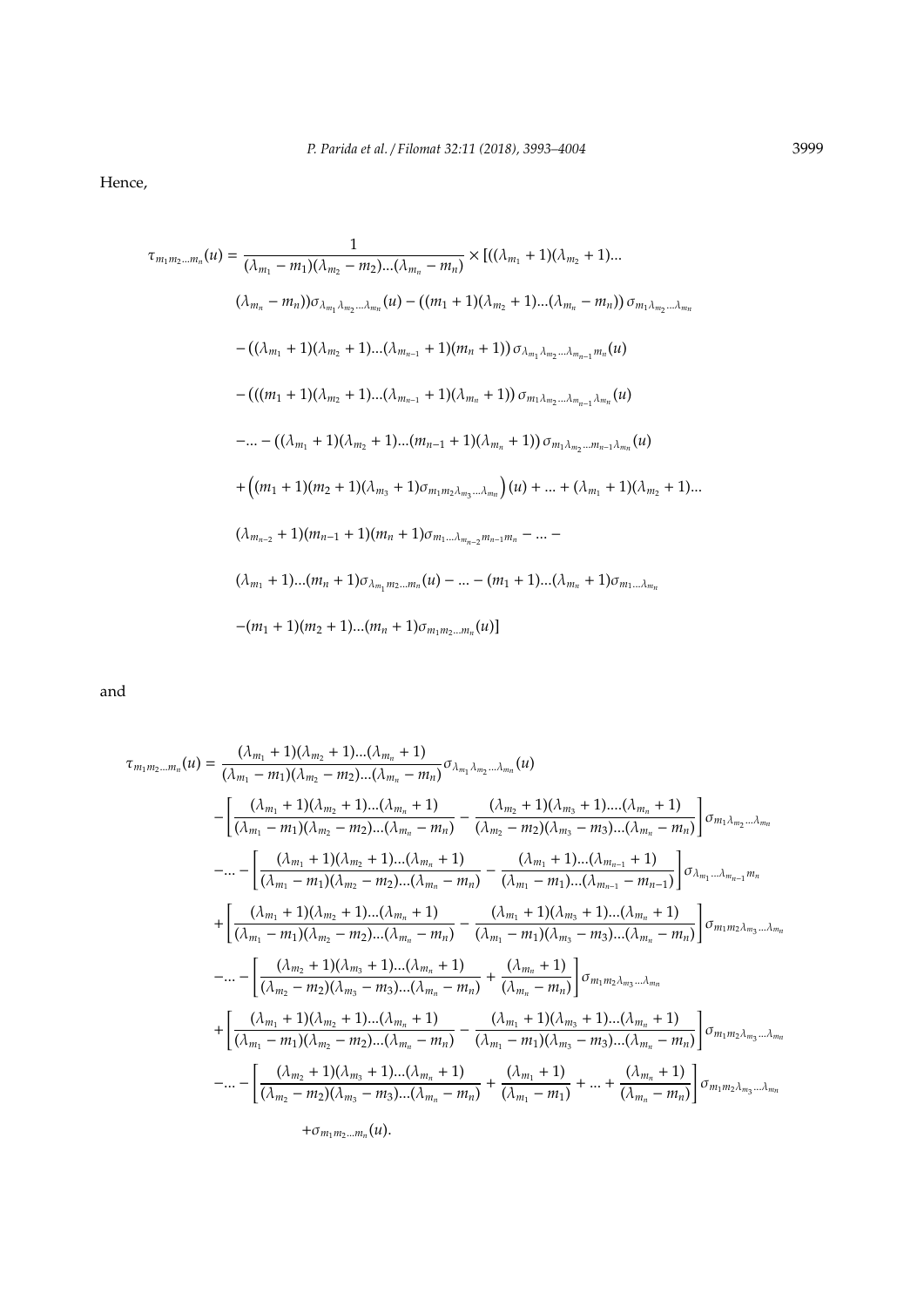Hence,

$$
\begin{aligned}
\tau_{m_1 m_2 \dots m_n}(u) = & \frac{1}{(\lambda_{m_1} - m_1)(\lambda_{m_2} - m_2)\dots(\lambda_{m_n} - m_n)} \times [((\lambda_{m_1}+1)(\lambda_{m_2}+1)\dots \\
& (\lambda_{m_n} - m_n))\sigma_{\lambda_{m_1}\lambda_{m_2}\dots\lambda_{m_n}}(u) - ((m_1+1)(\lambda_{m_2}+1)\dots(\lambda_{m_n} - m_n))\,\sigma_{m_1\lambda_{m_2}\dots\lambda_{m_n}} \\
& - ((\lambda_{m_1}+1)(\lambda_{m_2}+1)\dots(\lambda_{m_{n-1}}+1)(m_n+1))\,\sigma_{\lambda_{m_1}\lambda_{m_2}\dots\lambda_{m_{n-1}}m_n}(u) \\
& - (((m_1+1)(\lambda_{m_2}+1)\dots(\lambda_{m_{n-1}}+1)(\lambda_{m_n}+1))\,\sigma_{m_1\lambda_{m_2}\dots\lambda_{m_{n-1}}\lambda_{m_n}}(u) \\
& - \dots - ((\lambda_{m_1}+1)(\lambda_{m_2}+1)\dots(m_{n-1}+1)(\lambda_{m_n}+1))\,\sigma_{m_1\lambda_{m_2}\dots m_{n-1}\lambda_{m_n}}(u) \\
& + \left((m_1+1)(m_2+1)(\lambda_{m_3}+1)\sigma_{m_1 m_2 \lambda_{m_3}\dots\lambda_{m_n}}\right)(u) + \dots + (\lambda_{m_1}+1)(\lambda_{m_2}+1)\dots \\
& (\lambda_{m_{n-2}}+1)(m_{n-1}+1)(m_n+1)\sigma_{m_1\dots\lambda_{m_{n-2}}m_{n-1}m_n} - \dots - \\
& (\lambda_{m_1}+1)\dots(m_n+1)\sigma_{\lambda_{m_1}m_2\dots m_n}(u) - \dots - (m_1+1)\dots(\lambda_{m_n}+1)\sigma_{m_1\dots\lambda_{m_n}} \\
& - (m_1+1)(m_2+1)\dots(m_n+1)\sigma_{m_1 m_2\dots m_n}(u)]
\end{aligned}
$$

and

$$
\begin{aligned}
\tau_{m_1 m_2 \dots m_n}(u) = & \frac{(\lambda_{m_1}+1)(\lambda_{m_2}+1)\dots(\lambda_{m_n}+1)}{(\lambda_{m_1}-m_1)(\lambda_{m_2}-m_2)\dots(\lambda_{m_n}-m_n)}\sigma_{\lambda_{m_1}\lambda_{m_2}\dots\lambda_{m_n}}(u) \\
& - \left[\frac{(\lambda_{m_1}+1)(\lambda_{m_2}+1)\dots(\lambda_{m_n}+1)}{(\lambda_{m_1}-m_1)(\lambda_{m_2}-m_2)\dots(\lambda_{m_n}-m_n)} - \frac{(\lambda_{m_2}+1)(\lambda_{m_3}+1)\dots.(\lambda_{m_n}+1)}{(\lambda_{m_2}-m_2)(\lambda_{m_3}-m_3)\dots(\lambda_{m_n}-m_n)}\right]\sigma_{m_1\lambda_{m_2}\dots\lambda_{m_n}} \\
& - \dots - \left[\frac{(\lambda_{m_1}+1)(\lambda_{m_2}+1)\dots(\lambda_{m_n}+1)}{(\lambda_{m_1}-m_1)(\lambda_{m_2}-m_2)\dots(\lambda_{m_n}-m_n)} - \frac{(\lambda_{m_1}+1)\dots(\lambda_{m_{n-1}}+1)}{(\lambda_{m_1}-m_1)\dots(\lambda_{m_{n-1}}-m_{n-1})}\right]\sigma_{\lambda_{m_1}\dots\lambda_{m_{n-1}}m_n} \\
& + \left[\frac{(\lambda_{m_1}+1)(\lambda_{m_2}+1)\dots(\lambda_{m_n}+1)}{(\lambda_{m_1}-m_1)(\lambda_{m_2}-m_2)\dots(\lambda_{m_n}-m_n)} - \frac{(\lambda_{m_1}+1)(\lambda_{m_3}+1)\dots(\lambda_{m_n}+1)}{(\lambda_{m_1}-m_1)(\lambda_{m_3}-m_3)\dots(\lambda_{m_n}-m_n)}\right]\sigma_{m_1 m_2\lambda_{m_3}\dots\lambda_{m_n}} \\
& - \dots - \left[\frac{(\lambda_{m_2}+1)(\lambda_{m_3}+1)\dots(\lambda_{m_n}+1)}{(\lambda_{m_2}-m_2)(\lambda_{m_3}-m_3)\dots(\lambda_{m_n}-m_n)} + \frac{(\lambda_{m_n}+1)}{(\lambda_{m_n}-m_n)}\right]\sigma_{m_1 m_2\lambda_{m_3}\dots\lambda_{m_n}} \\
& + \left[\frac{(\lambda_{m_1}+1)(\lambda_{m_2}+1)\dots(\lambda_{m_n}+1)}{(\lambda_{m_1}-m_1)(\lambda_{m_2}-m_2)\dots(\lambda_{m_n}-m_n)} - \frac{(\lambda_{m_1}+1)(\lambda_{m_3}+1)\dots(\lambda_{m_n}+1)}{(\lambda_{m_1}-m_1)(\lambda_{m_3}-m_3)\dots(\lambda_{m_n}-m_n)}\right]\sigma_{m_1 m_2\lambda_{m_3}\dots\lambda_{m_n}} \\
& - \dots - \left[\frac{(\lambda_{m_2}+1)(\lambda_{m_3}+1)\dots(\lambda_{m_n}+1)}{(\lambda_{m_2}-m_2)(\lambda_{m_3}-m_3)\dots(\lambda_{m_n}-m_n)} + \frac{(\lambda_{m_1}+1)}{(\lambda_{m_1}-m_1)} + \dots + \frac{(\lambda_{m_n}+1)}{(\lambda_{m_n}-m_n)}\right]\sigma_{m_1 m_2\lambda_{m_3}\dots\lambda_{m_n}} \\
& + \sigma_{m_1 m_2\dots m_n}(u).
\end{aligned}
$$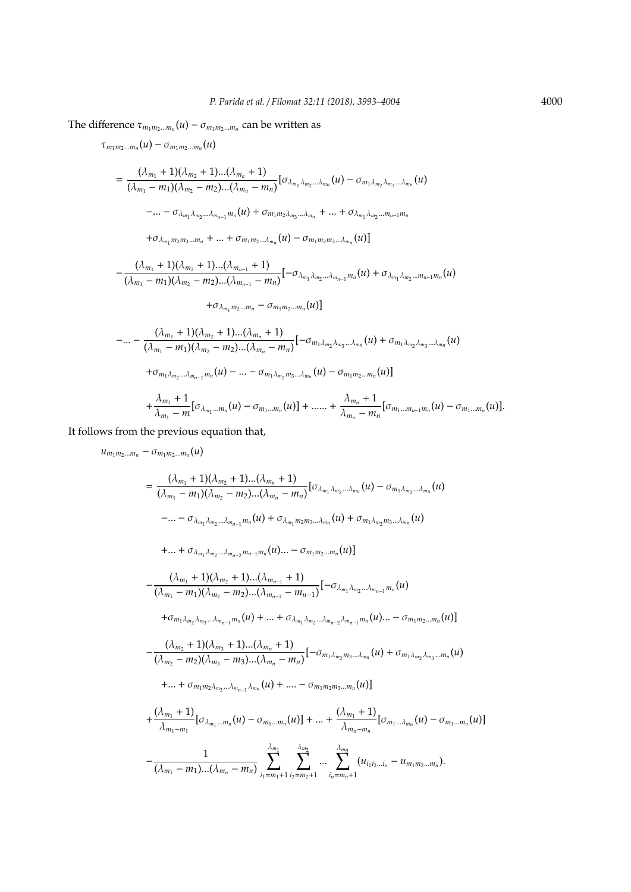The difference $\tau_{m_1m_2...m_n}(u) - \sigma_{m_1m_2...m_n}$ can be written as

$$
\begin{aligned}
&\tau_{m_1m_2...m_n}(u) - \sigma_{m_1m_2...m_n}(u) \\
&= \frac{(\lambda_{m_1}+1)(\lambda_{m_2}+1)...(\lambda_{m_n}+1)}{(\lambda_{m_1}-m_1)(\lambda_{m_2}-m_2)...(\lambda_{m_n}-m_n)}[\sigma_{\lambda_{m_1}\lambda_{m_2}...\lambda_{m_n}}(u) - \sigma_{m_1\lambda_{m_2}\lambda_{m_3}...\lambda_{m_n}}(u) \\
&\quad -... - \sigma_{\lambda_{m_1}\lambda_{m_2}...\lambda_{m_{n-1}}m_n}(u) + \sigma_{m_1m_2\lambda_{m_3}...\lambda_{m_n}} + ... + \sigma_{\lambda_{m_1}\lambda_{m_2}...m_{n-1}m_n} \\
&\quad +\sigma_{\lambda_{m_1}m_2m_3...m_n} + ... + \sigma_{m_1m_2...\lambda_{m_n}}(u) - \sigma_{m_1m_2m_3...\lambda_{m_n}}(u)] \\
&- \frac{(\lambda_{m_1}+1)(\lambda_{m_2}+1)...(\lambda_{m_{n-1}}+1)}{(\lambda_{m_1}-m_1)(\lambda_{m_2}-m_2)...(\lambda_{m_{n-1}}-m_n)}[-\sigma_{\lambda_{m_1}\lambda_{m_2}...\lambda_{m_{n-1}}m_n}(u) + \sigma_{\lambda_{m_1}\lambda_{m_2}...m_{n-1}m_n}(u) \\
&\quad +\sigma_{\lambda_{m_1}m_2...m_n} - \sigma_{m_1m_2...m_n}(u)] \\
&-... - \frac{(\lambda_{m_1}+1)(\lambda_{m_2}+1)...(\lambda_{m_n}+1)}{(\lambda_{m_1}-m_1)(\lambda_{m_2}-m_2)...(\lambda_{m_n}-m_n)}[-\sigma_{m_1\lambda_{m_2}\lambda_{m_3}...\lambda_{m_n}}(u) + \sigma_{m_1\lambda_{m_2}\lambda_{m_3}...\lambda_{m_n}}(u) \\
&\quad +\sigma_{m_1\lambda_{m_2}...\lambda_{m_{n-1}}m_n}(u) - ... - \sigma_{m_1\lambda_{m_2}m_3...\lambda_{m_n}}(u) - \sigma_{m_1m_2...m_n}(u)] \\
&\quad + \frac{\lambda_{m_1}+1}{\lambda_{m_1}-m}[\sigma_{\lambda_{m_1}...m_n}(u) - \sigma_{m_1...m_n}(u)] + ...... + \frac{\lambda_{m_n}+1}{\lambda_{m_n}-m_n}[\sigma_{m_1...m_{n-1}m_n}(u) - \sigma_{m_1...m_n}(u)].
\end{aligned}
$$

It follows from the previous equation that,

$$
\begin{aligned}
&u_{m_1m_2...m_n} - \sigma_{m_1m_2...m_n}(u) \\
&= \frac{(\lambda_{m_1}+1)(\lambda_{m_2}+1)...(\lambda_{m_n}+1)}{(\lambda_{m_1}-m_1)(\lambda_{m_2}-m_2)...(\lambda_{m_n}-m_n)}[\sigma_{\lambda_{m_1}\lambda_{m_2}...\lambda_{m_n}}(u) - \sigma_{m_1\lambda_{m_2}...\lambda_{m_n}}(u) \\
&\quad -... - \sigma_{\lambda_{m_1}\lambda_{m_2}...\lambda_{m_{n-1}}m_n}(u) + \sigma_{\lambda_{m_1}m_2m_3...\lambda_{m_n}}(u) + \sigma_{m_1\lambda_{m_2}m_3...\lambda_{m_n}}(u) \\
&\quad +... + \sigma_{\lambda_{m_1}\lambda_{m_2}...\lambda_{m_{n-2}}m_{n-1}m_n}(u)... - \sigma_{m_1m_2...m_n}(u)] \\
&- \frac{(\lambda_{m_1}+1)(\lambda_{m_2}+1)...(\lambda_{m_{n-1}}+1)}{(\lambda_{m_1}-m_1)(\lambda_{m_2}-m_2)...(\lambda_{m_{n-1}}-m_{n-1})}[-\sigma_{\lambda_{m_1}\lambda_{m_2}...\lambda_{m_{n-1}}m_n}(u) \\
&\quad +\sigma_{m_1\lambda_{m_2}\lambda_{m_3}...\lambda_{m_{n-1}}m_n}(u) + ... + \sigma_{\lambda_{m_1}\lambda_{m_2}...\lambda_{m_{n-2}}\lambda_{m_{n-1}}m_n}(u)... - \sigma_{m_1m_2...m_n}(u)] \\
&- \frac{(\lambda_{m_2}+1)(\lambda_{m_3}+1)...(\lambda_{m_n}+1)}{(\lambda_{m_2}-m_2)(\lambda_{m_3}-m_3)...(\lambda_{m_n}-m_n)}[-\sigma_{m_1\lambda_{m_2}m_3...\lambda_{m_n}}(u) + \sigma_{m_1\lambda_{m_2}\lambda_{m_3}...m_n}(u) \\
&\quad +... + \sigma_{m_1m_2\lambda_{m_3}...\lambda_{m_{n-1}}\lambda_{m_n}}(u) + .... - \sigma_{m_1m_2m_3...m_n}(u)] \\
&+ \frac{(\lambda_{m_1}+1)}{\lambda_{m_1-m_1}}[\sigma_{\lambda_{m_1}...m_n}(u) - \sigma_{m_1...m_n}(u)] + ... + \frac{(\lambda_{m_1}+1)}{\lambda_{m_n-m_n}}[\sigma_{m_1...\lambda_{m_n}}(u) - \sigma_{m_1...m_n}(u)] \\
&- \frac{1}{(\lambda_{m_1}-m_1)...(\lambda_{m_n}-m_n)}\sum_{i_1=m_1+1}^{\lambda_{m_1}}\sum_{i_2=m_2+1}^{\lambda_{m_2}}...\sum_{i_n=m_n+1}^{\lambda_{m_n}}(u_{i_1i_2...i_n} - u_{m_1m_2...m_n}).
\end{aligned}
$$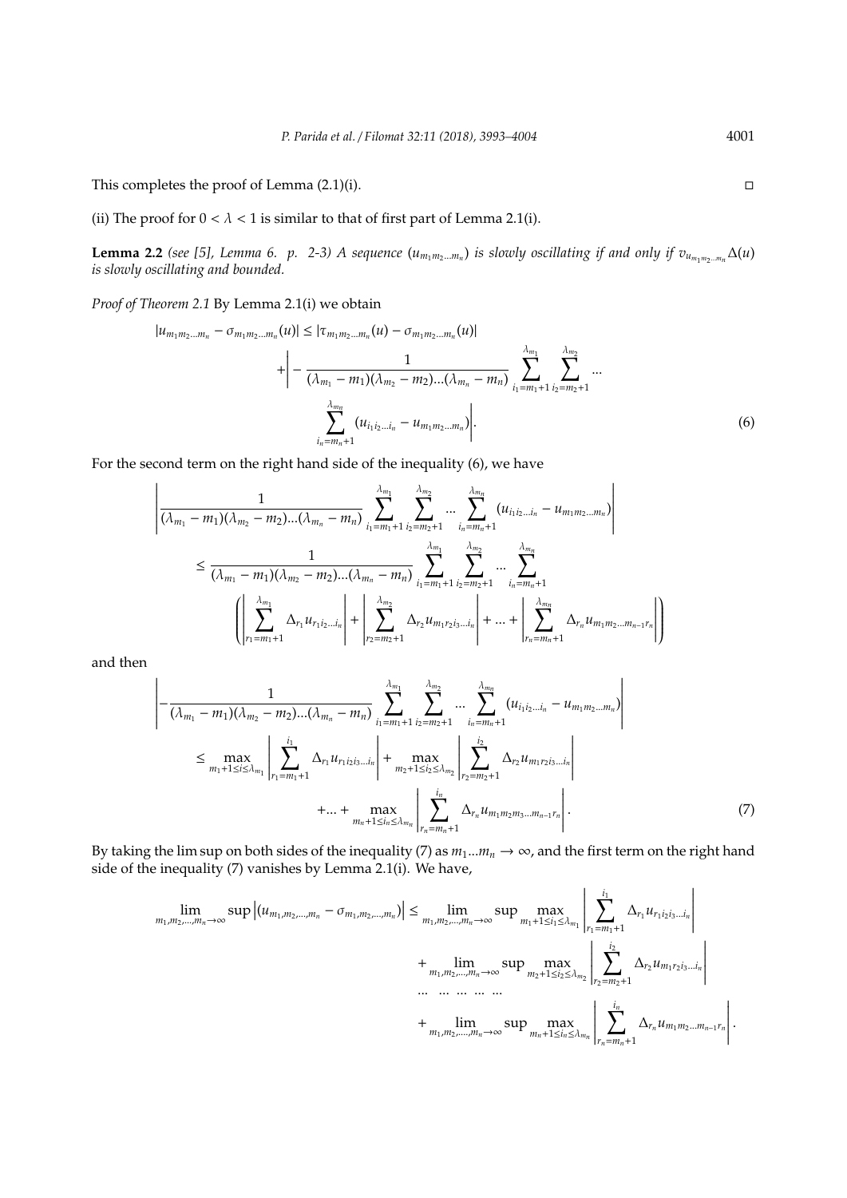This completes the proof of Lemma (2.1)(i). $\square$

(ii) The proof for $0 < \lambda < 1$ is similar to that of first part of Lemma 2.1(i).

**Lemma 2.2** *(see [5], Lemma 6. p. 2-3) A sequence $(u_{m_1 m_2 \ldots m_n})$ is slowly oscillating if and only if $v_{u_{m_1 m_2 \ldots m_n}} \Delta(u)$ is slowly oscillating and bounded.*

*Proof of Theorem 2.1* By Lemma 2.1(i) we obtain

$$|u_{m_1 m_2 \ldots m_n} - \sigma_{m_1 m_2 \ldots m_n}(u)| \leq |\tau_{m_1 m_2 \ldots m_n}(u) - \sigma_{m_1 m_2 \ldots m_n}(u)| + \left| - \frac{1}{(\lambda_{m_1} - m_1)(\lambda_{m_2} - m_2)\ldots(\lambda_{m_n} - m_n)} \sum_{i_1 = m_1 + 1}^{\lambda_{m_1}} \sum_{i_2 = m_2 + 1}^{\lambda_{m_2}} \ldots \sum_{i_n = m_n + 1}^{\lambda_{m_n}} (u_{i_1 i_2 \ldots i_n} - u_{m_1 m_2 \ldots m_n}) \right|. \tag{6}$$

For the second term on the right hand side of the inequality (6), we have

$$\left| \frac{1}{(\lambda_{m_1} - m_1)(\lambda_{m_2} - m_2)\ldots(\lambda_{m_n} - m_n)} \sum_{i_1 = m_1 + 1}^{\lambda_{m_1}} \sum_{i_2 = m_2 + 1}^{\lambda_{m_2}} \ldots \sum_{i_n = m_n + 1}^{\lambda_{m_n}} (u_{i_1 i_2 \ldots i_n} - u_{m_1 m_2 \ldots m_n}) \right|$$
$$\leq \frac{1}{(\lambda_{m_1} - m_1)(\lambda_{m_2} - m_2)\ldots(\lambda_{m_n} - m_n)} \sum_{i_1 = m_1 + 1}^{\lambda_{m_1}} \sum_{i_2 = m_2 + 1}^{\lambda_{m_2}} \ldots \sum_{i_n = m_n + 1}^{\lambda_{m_n}} \left( \left| \sum_{r_1 = m_1 + 1}^{\lambda_{m_1}} \Delta_{r_1} u_{r_1 i_2 \ldots i_n} \right| + \left| \sum_{r_2 = m_2 + 1}^{\lambda_{m_2}} \Delta_{r_2} u_{m_1 r_2 i_3 \ldots i_n} \right| + \ldots + \left| \sum_{r_n = m_n + 1}^{\lambda_{m_n}} \Delta_{r_n} u_{m_1 m_2 \ldots m_{n-1} r_n} \right| \right)$$

and then

$$\left| - \frac{1}{(\lambda_{m_1} - m_1)(\lambda_{m_2} - m_2)\ldots(\lambda_{m_n} - m_n)} \sum_{i_1 = m_1 + 1}^{\lambda_{m_1}} \sum_{i_2 = m_2 + 1}^{\lambda_{m_2}} \ldots \sum_{i_n = m_n + 1}^{\lambda_{m_n}} (u_{i_1 i_2 \ldots i_n} - u_{m_1 m_2 \ldots m_n}) \right|$$
$$\leq \max_{m_1 + 1 \leq i_1 \leq \lambda_{m_1}} \left| \sum_{r_1 = m_1 + 1}^{i_1} \Delta_{r_1} u_{r_1 i_2 i_3 \ldots i_n} \right| + \max_{m_2 + 1 \leq i_2 \leq \lambda_{m_2}} \left| \sum_{r_2 = m_2 + 1}^{i_2} \Delta_{r_2} u_{m_1 r_2 i_3 \ldots i_n} \right| + \ldots + \max_{m_n + 1 \leq i_n \leq \lambda_{m_n}} \left| \sum_{r_n = m_n + 1}^{i_n} \Delta_{r_n} u_{m_1 m_2 m_3 \ldots m_{n-1} r_n} \right|. \tag{7}$$

By taking the lim sup on both sides of the inequality (7) as $m_1 \ldots m_n \to \infty$, and the first term on the right hand side of the inequality (7) vanishes by Lemma 2.1(i). We have,

$$\lim_{m_1, m_2, \ldots, m_n \to \infty} \sup \left| (u_{m_1, m_2, \ldots, m_n} - \sigma_{m_1, m_2, \ldots, m_n}) \right| \leq \lim_{m_1, m_2, \ldots, m_n \to \infty} \sup \max_{m_1 + 1 \leq i_1 \leq \lambda_{m_1}} \left| \sum_{r_1 = m_1 + 1}^{i_1} \Delta_{r_1} u_{r_1 i_2 i_3 \ldots i_n} \right|$$
$$+ \lim_{m_1, m_2, \ldots, m_n \to \infty} \sup \max_{m_2 + 1 \leq i_2 \leq \lambda_{m_2}} \left| \sum_{r_2 = m_2 + 1}^{i_2} \Delta_{r_2} u_{m_1 r_2 i_3 \ldots i_n} \right|$$
$$\ldots \;\; \ldots \;\; \ldots \;\; \ldots \;\; \ldots$$
$$+ \lim_{m_1, m_2, \ldots, m_n \to \infty} \sup \max_{m_n + 1 \leq i_n \leq \lambda_{m_n}} \left| \sum_{r_n = m_n + 1}^{i_n} \Delta_{r_n} u_{m_1 m_2 \ldots m_{n-1} r_n} \right|.$$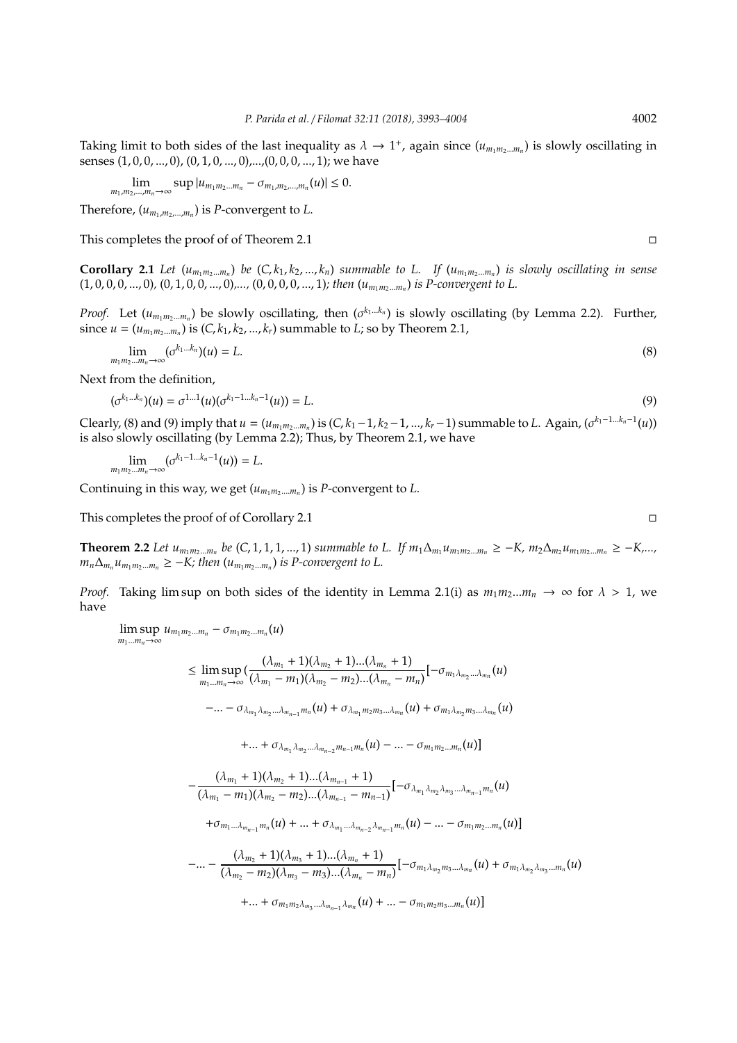Taking limit to both sides of the last inequality as $\lambda \to 1^+$, again since $(u_{m_1 m_2 \ldots m_n})$ is slowly oscillating in senses $(1,0,0,\ldots,0)$, $(0,1,0,\ldots,0)$,...,$(0,0,0,\ldots,1)$; we have

$$\lim_{m_1,m_2,\ldots,m_n \to \infty} \sup |u_{m_1 m_2 \ldots m_n} - \sigma_{m_1,m_2,\ldots,m_n}(u)| \leq 0.$$

Therefore, $(u_{m_1,m_2,\ldots,m_n})$ is $P$-convergent to $L$.

This completes the proof of of Theorem 2.1 □

**Corollary 2.1** *Let $(u_{m_1 m_2 \ldots m_n})$ be $(C, k_1, k_2, \ldots, k_n)$ summable to $L$. If $(u_{m_1 m_2 \ldots m_n})$ is slowly oscillating in sense $(1,0,0,0,\ldots,0)$, $(0,1,0,0,\ldots,0)$,..., $(0,0,0,0,\ldots,1)$; then $(u_{m_1 m_2 \ldots m_n})$ is $P$-convergent to $L$.*

*Proof.* Let $(u_{m_1 m_2 \ldots m_n})$ be slowly oscillating, then $(\sigma^{k_1 \ldots k_n})$ is slowly oscillating (by Lemma 2.2). Further, since $u = (u_{m_1 m_2 \ldots m_n})$ is $(C, k_1, k_2, \ldots, k_r)$ summable to $L$; so by Theorem 2.1,

$$\lim_{m_1 m_2 \ldots m_n \to \infty} (\sigma^{k_1 \ldots k_n})(u) = L. \tag{8}$$

Next from the definition,

$$(\sigma^{k_1 \ldots k_n})(u) = \sigma^{1 \ldots 1}(u)(\sigma^{k_1 - 1 \ldots k_n - 1}(u)) = L. \tag{9}$$

Clearly, (8) and (9) imply that $u = (u_{m_1 m_2 \ldots m_n})$ is $(C, k_1 - 1, k_2 - 1, \ldots, k_r - 1)$ summable to $L$. Again, $(\sigma^{k_1 - 1 \ldots k_n - 1}(u))$ is also slowly oscillating (by Lemma 2.2); Thus, by Theorem 2.1, we have

$$\lim_{m_1 m_2 \ldots m_n \to \infty} (\sigma^{k_1 - 1 \ldots k_n - 1}(u)) = L.$$

Continuing in this way, we get $(u_{m_1 m_2 \ldots m_n})$ is $P$-convergent to $L$.

This completes the proof of of Corollary 2.1 □

**Theorem 2.2** *Let $u_{m_1 m_2 \ldots m_n}$ be $(C, 1, 1, 1, \ldots, 1)$ summable to $L$. If $m_1 \Delta_{m_1} u_{m_1 m_2 \ldots m_n} \geq -K$, $m_2 \Delta_{m_2} u_{m_1 m_2 \ldots m_n} \geq -K$,..., $m_n \Delta_{m_n} u_{m_1 m_2 \ldots m_n} \geq -K$; then $(u_{m_1 m_2 \ldots m_n})$ is $P$-convergent to $L$.*

*Proof.* Taking lim sup on both sides of the identity in Lemma 2.1(i) as $m_1 m_2 \ldots m_n \to \infty$ for $\lambda > 1$, we have

$$\begin{aligned}
&\limsup_{m_1 \ldots m_n \to \infty} u_{m_1 m_2 \ldots m_n} - \sigma_{m_1 m_2 \ldots m_n}(u) \\
&\leq \limsup_{m_1 \ldots m_n \to \infty} \Big( \frac{(\lambda_{m_1} + 1)(\lambda_{m_2} + 1) \ldots (\lambda_{m_n} + 1)}{(\lambda_{m_1} - m_1)(\lambda_{m_2} - m_2) \ldots (\lambda_{m_n} - m_n)} [-\sigma_{m_1 \lambda_{m_2} \ldots \lambda_{m_n}}(u) \\
&\quad - \ldots - \sigma_{\lambda_{m_1} \lambda_{m_2} \ldots \lambda_{m_{n-1}} m_n}(u) + \sigma_{\lambda_{m_1} m_2 m_3 \ldots \lambda_{m_n}}(u) + \sigma_{m_1 \lambda_{m_2} m_3 \ldots \lambda_{m_n}}(u) \\
&\quad + \ldots + \sigma_{\lambda_{m_1} \lambda_{m_2} \ldots \lambda_{m_{n-2}} m_{n-1} m_n}(u) - \ldots - \sigma_{m_1 m_2 \ldots m_n}(u)] \\
&\quad - \frac{(\lambda_{m_1} + 1)(\lambda_{m_2} + 1) \ldots (\lambda_{m_{n-1}} + 1)}{(\lambda_{m_1} - m_1)(\lambda_{m_2} - m_2) \ldots (\lambda_{m_{n-1}} - m_{n-1})} [-\sigma_{\lambda_{m_1} \lambda_{m_2} \lambda_{m_3} \ldots \lambda_{m_{n-1}} m_n}(u) \\
&\quad + \sigma_{m_1 \ldots \lambda_{m_{n-1}} m_n}(u) + \ldots + \sigma_{\lambda_{m_1} \ldots \lambda_{m_{n-2}} \lambda_{m_{n-1}} m_n}(u) - \ldots - \sigma_{m_1 m_2 \ldots m_n}(u)] \\
&\quad - \ldots - \frac{(\lambda_{m_2} + 1)(\lambda_{m_3} + 1) \ldots (\lambda_{m_n} + 1)}{(\lambda_{m_2} - m_2)(\lambda_{m_3} - m_3) \ldots (\lambda_{m_n} - m_n)} [-\sigma_{m_1 \lambda_{m_2} m_3 \ldots \lambda_{m_n}}(u) + \sigma_{m_1 \lambda_{m_2} \lambda_{m_3} \ldots m_n}(u) \\
&\quad + \ldots + \sigma_{m_1 m_2 \lambda_{m_3} \ldots \lambda_{m_{n-1}} \lambda_{m_n}}(u) + \ldots - \sigma_{m_1 m_2 m_3 \ldots m_n}(u)]
\end{aligned}$$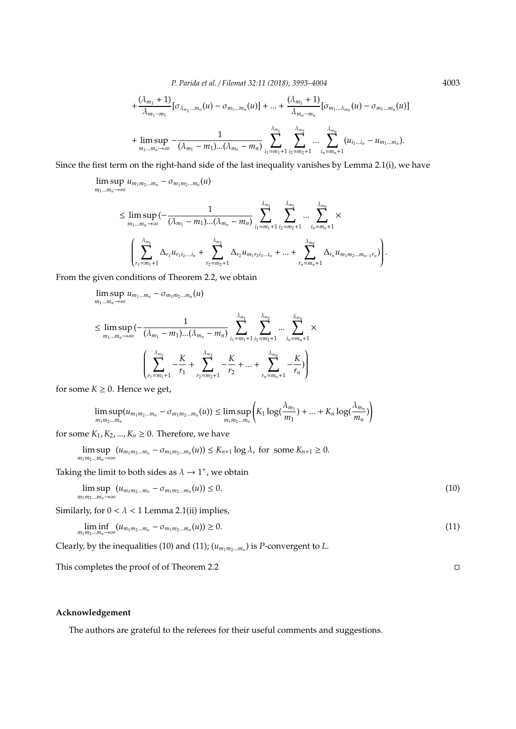$$+\frac{(\lambda_{m_1}+1)}{\lambda_{m_1-m_1}}[\sigma_{\lambda_{m_1}...m_n}(u)-\sigma_{m_1...m_n}(u)]+...+\frac{(\lambda_{m_1}+1)}{\lambda_{m_n-m_n}}[\sigma_{m_1...\lambda_{m_n}}(u)-\sigma_{m_1...m_n}(u)]$$

$$+\limsup_{m_1...m_n\to\infty}-\frac{1}{(\lambda_{m_1}-m_1)...(\lambda_{m_n}-m_n)}\sum_{i_1=m_1+1}^{\lambda_{m_1}}\sum_{i_2=m_2+1}^{\lambda_{m_2}}...\sum_{i_n=m_n+1}^{\lambda_{m_n}}(u_{i_1...i_n}-u_{m_1...m_n}).$$

Since the first term on the right-hand side of the last inequality vanishes by Lemma 2.1(i), we have

$$\limsup_{m_1...m_n\to\infty} u_{m_1m_2...m_n}-\sigma_{m_1m_2...m_n}(u)$$

$$\leq \limsup_{m_1...m_n\to\infty}\Bigg(-\frac{1}{(\lambda_{m_1}-m_1)...(\lambda_{m_n}-m_n)}\sum_{i_1=m_1+1}^{\lambda_{m_1}}\sum_{i_2=m_2+1}^{\lambda_{m_2}}...\sum_{i_n=m_n+1}^{\lambda_{m_n}}\times$$

$$\left(\sum_{r_1=m_1+1}^{\lambda_{m_1}}\Delta_{r_1}u_{r_1i_2....i_n}+\sum_{r_2=m_2+1}^{\lambda_{m_2}}\Delta_{r_2}u_{m_1r_2i_3...i_n}+...+\sum_{r_n=m_n+1}^{\lambda_{m_n}}\Delta_{r_n}u_{m_1m_2...m_{n-1}r_n}\right)\Bigg).$$

From the given conditions of Theorem 2.2, we obtain

$$\limsup_{m_1...m_n\to\infty} u_{m_1...m_n}-\sigma_{m_1m_2...m_n}(u)$$

$$\leq \limsup_{m_1...m_n\to\infty}\Bigg(-\frac{1}{(\lambda_{m_1}-m_1)...(\lambda_{m_n}-m_n)}\sum_{i_1=m_1+1}^{\lambda_{m_1}}\sum_{i_2=m_2+1}^{\lambda_{m_2}}...\sum_{i_n=m_n+1}^{\lambda_{m_n}}\times$$

$$\left(\sum_{r_1=m_1+1}^{\lambda_{m_1}}-\frac{K}{r_1}+\sum_{r_2=m_2+1}^{\lambda_{m_2}}-\frac{K}{r_2}+...+\sum_{r_n=m_n+1}^{\lambda_{m_n}}-\frac{K}{r_n}\Bigg)\right)$$

for some $K\geq 0$. Hence we get,

$$\limsup_{m_1m_2...m_n}(u_{m_1m_2...m_n}-\sigma_{m_1m_2...m_n}(u))\leq\limsup_{m_1m_2...m_n}\left(K_1\log(\frac{\lambda_{m_1}}{m_1})+...+K_n\log(\frac{\lambda_{m_n}}{m_n})\right)$$

for some $K_1,K_2,...,K_n\geq 0$. Therefore, we have

$$\limsup_{m_1m_2...m_n\to\infty}(u_{m_1m_2...m_n}-\sigma_{m_1m_2...m_n}(u))\leq K_{n+1}\log\lambda,\ \text{for some } K_{n+1}\geq 0.$$

Taking the limit to both sides as $\lambda\to 1^+$, we obtain

$$\limsup_{m_1m_2...m_n\to\infty}(u_{m_1m_2...m_n}-\sigma_{m_1m_2...m_n}(u))\leq 0. \tag{10}$$

Similarly, for $0<\lambda<1$ Lemma 2.1(ii) implies,

$$\liminf_{m_1m_2...m_n\to\infty}(u_{m_1m_2...m_n}-\sigma_{m_1m_2...m_n}(u))\geq 0. \tag{11}$$

Clearly, by the inequalities (10) and (11); $(u_{m_1m_2...m_n})$ is $P$-convergent to $L$.

This completes the proof of of Theorem 2.2 □

## Acknowledgement

The authors are grateful to the referees for their useful comments and suggestions.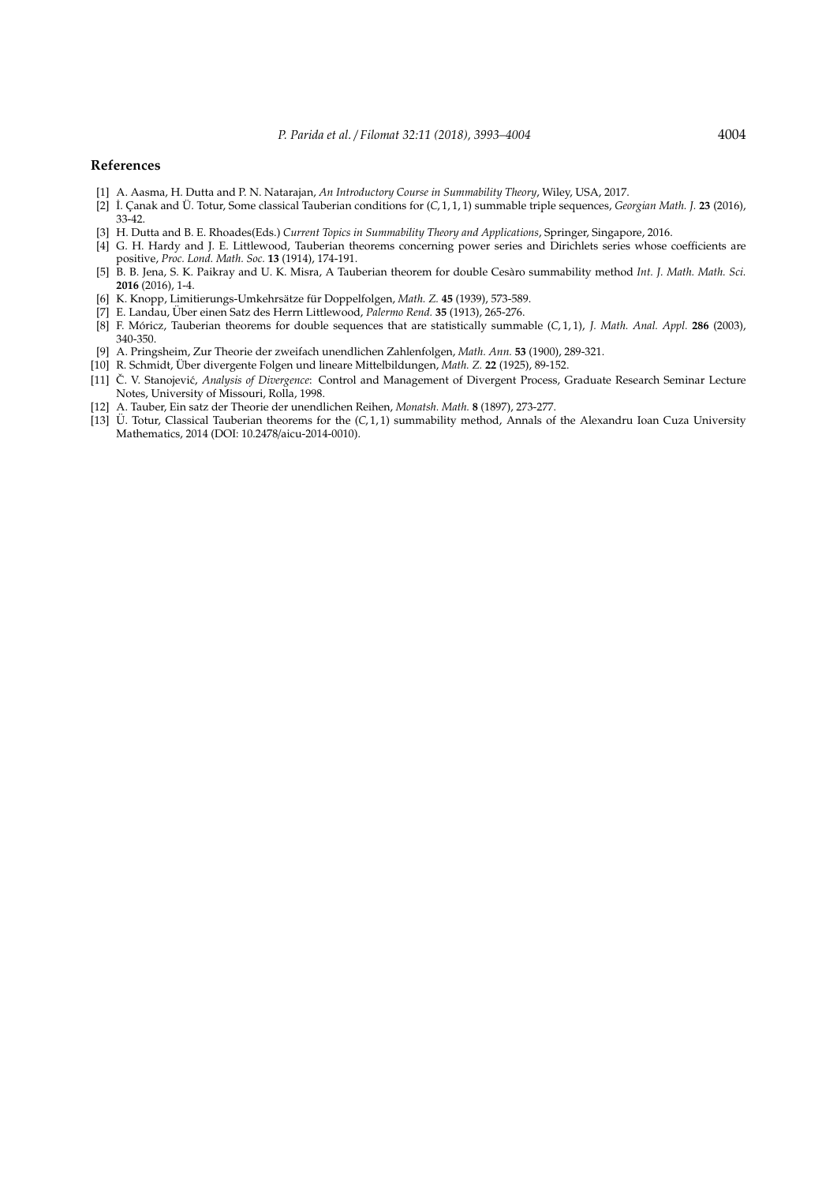## References

[1] A. Aasma, H. Dutta and P. N. Natarajan, *An Introductory Course in Summability Theory*, Wiley, USA, 2017.

[2] İ. Çanak and Ü. Totur, Some classical Tauberian conditions for $(C, 1, 1, 1)$ summable triple sequences, *Georgian Math. J.* **23** (2016), 33-42.

[3] H. Dutta and B. E. Rhoades(Eds.) *Current Topics in Summability Theory and Applications*, Springer, Singapore, 2016.

[4] G. H. Hardy and J. E. Littlewood, Tauberian theorems concerning power series and Dirichlets series whose coefficients are positive, *Proc. Lond. Math. Soc.* **13** (1914), 174-191.

[5] B. B. Jena, S. K. Paikray and U. K. Misra, A Tauberian theorem for double Cesàro summability method *Int. J. Math. Math. Sci.* **2016** (2016), 1-4.

[6] K. Knopp, Limitierungs-Umkehrsätze für Doppelfolgen, *Math. Z.* **45** (1939), 573-589.

[7] E. Landau, Über einen Satz des Herrn Littlewood, *Palermo Rend.* **35** (1913), 265-276.

[8] F. Móricz, Tauberian theorems for double sequences that are statistically summable $(C, 1, 1)$, *J. Math. Anal. Appl.* **286** (2003), 340-350.

[9] A. Pringsheim, Zur Theorie der zweifach unendlichen Zahlenfolgen, *Math. Ann.* **53** (1900), 289-321.

[10] R. Schmidt, Über divergente Folgen und lineare Mittelbildungen, *Math. Z.* **22** (1925), 89-152.

[11] Č. V. Stanojević, *Analysis of Divergence*: Control and Management of Divergent Process, Graduate Research Seminar Lecture Notes, University of Missouri, Rolla, 1998.

[12] A. Tauber, Ein satz der Theorie der unendlichen Reihen, *Monatsh. Math.* **8** (1897), 273-277.

[13] Ü. Totur, Classical Tauberian theorems for the $(C, 1, 1)$ summability method, Annals of the Alexandru Ioan Cuza University Mathematics, 2014 (DOI: 10.2478/aicu-2014-0010).